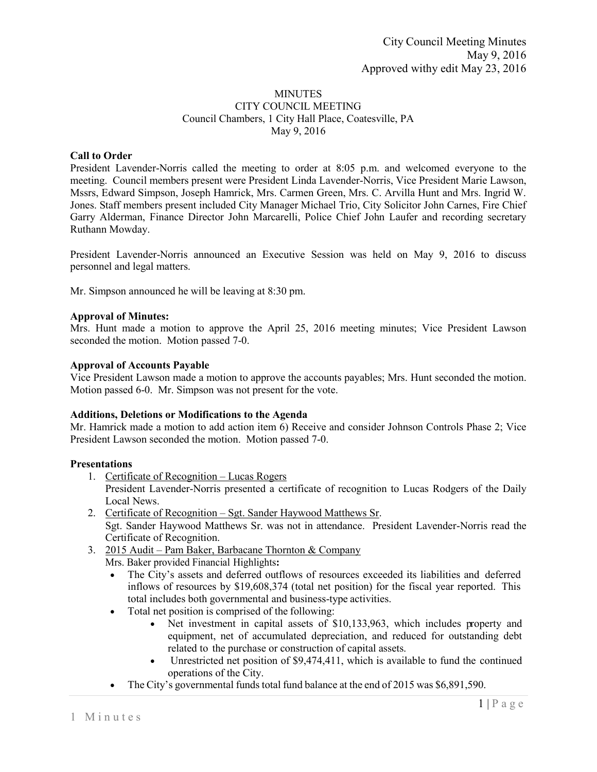City Council Meeting Minutes
May 9, 2016
Approved withy edit May 23, 2016

# MINUTES
## CITY COUNCIL MEETING
Council Chambers, 1 City Hall Place, Coatesville, PA
May 9, 2016

**Call to Order**

President Lavender-Norris called the meeting to order at 8:05 p.m. and welcomed everyone to the meeting. Council members present were President Linda Lavender-Norris, Vice President Marie Lawson, Mssrs, Edward Simpson, Joseph Hamrick, Mrs. Carmen Green, Mrs. C. Arvilla Hunt and Mrs. Ingrid W. Jones. Staff members present included City Manager Michael Trio, City Solicitor John Carnes, Fire Chief Garry Alderman, Finance Director John Marcarelli, Police Chief John Laufer and recording secretary Ruthann Mowday.

President Lavender-Norris announced an Executive Session was held on May 9, 2016 to discuss personnel and legal matters.

Mr. Simpson announced he will be leaving at 8:30 pm.

**Approval of Minutes:**

Mrs. Hunt made a motion to approve the April 25, 2016 meeting minutes; Vice President Lawson seconded the motion. Motion passed 7-0.

**Approval of Accounts Payable**

Vice President Lawson made a motion to approve the accounts payables; Mrs. Hunt seconded the motion. Motion passed 6-0. Mr. Simpson was not present for the vote.

**Additions, Deletions or Modifications to the Agenda**

Mr. Hamrick made a motion to add action item 6) Receive and consider Johnson Controls Phase 2; Vice President Lawson seconded the motion. Motion passed 7-0.

**Presentations**

1. Certificate of Recognition – Lucas Rogers
   President Lavender-Norris presented a certificate of recognition to Lucas Rodgers of the Daily Local News.
2. Certificate of Recognition – Sgt. Sander Haywood Matthews Sr.
   Sgt. Sander Haywood Matthews Sr. was not in attendance. President Lavender-Norris read the Certificate of Recognition.
3. 2015 Audit – Pam Baker, Barbacane Thornton & Company
   Mrs. Baker provided Financial Highlights**:**
   - The City's assets and deferred outflows of resources exceeded its liabilities and deferred inflows of resources by $19,608,374 (total net position) for the fiscal year reported. This total includes both governmental and business-type activities.
   - Total net position is comprised of the following:
     - Net investment in capital assets of $10,133,963, which includes property and equipment, net of accumulated depreciation, and reduced for outstanding debt related to the purchase or construction of capital assets.
     - Unrestricted net position of $9,474,411, which is available to fund the continued operations of the City.
   - The City's governmental funds total fund balance at the end of 2015 was $6,891,590.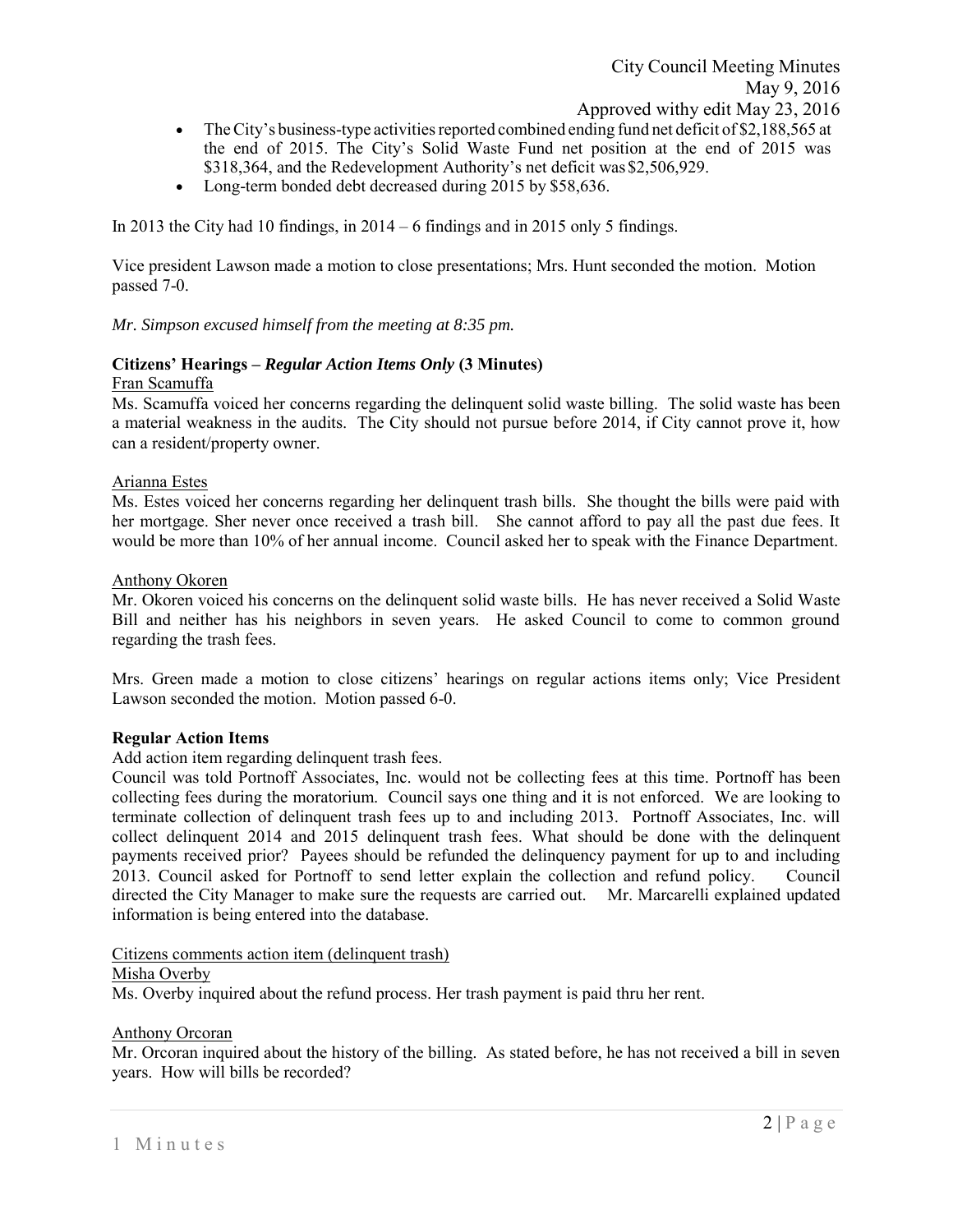- The City's business-type activities reported combined ending fund net deficit of $2,188,565 at the end of 2015. The City's Solid Waste Fund net position at the end of 2015 was $318,364, and the Redevelopment Authority's net deficit was $2,506,929.
- Long-term bonded debt decreased during 2015 by $58,636.

In 2013 the City had 10 findings, in 2014 – 6 findings and in 2015 only 5 findings.

Vice president Lawson made a motion to close presentations; Mrs. Hunt seconded the motion. Motion passed 7-0.

*Mr. Simpson excused himself from the meeting at 8:35 pm.*

**Citizens' Hearings – *Regular Action Items Only* (3 Minutes)**

Fran Scamuffa

Ms. Scamuffa voiced her concerns regarding the delinquent solid waste billing. The solid waste has been a material weakness in the audits. The City should not pursue before 2014, if City cannot prove it, how can a resident/property owner.

Arianna Estes

Ms. Estes voiced her concerns regarding her delinquent trash bills. She thought the bills were paid with her mortgage. Sher never once received a trash bill. She cannot afford to pay all the past due fees. It would be more than 10% of her annual income. Council asked her to speak with the Finance Department.

Anthony Okoren

Mr. Okoren voiced his concerns on the delinquent solid waste bills. He has never received a Solid Waste Bill and neither has his neighbors in seven years. He asked Council to come to common ground regarding the trash fees.

Mrs. Green made a motion to close citizens' hearings on regular actions items only; Vice President Lawson seconded the motion. Motion passed 6-0.

**Regular Action Items**

Add action item regarding delinquent trash fees.

Council was told Portnoff Associates, Inc. would not be collecting fees at this time. Portnoff has been collecting fees during the moratorium. Council says one thing and it is not enforced. We are looking to terminate collection of delinquent trash fees up to and including 2013. Portnoff Associates, Inc. will collect delinquent 2014 and 2015 delinquent trash fees. What should be done with the delinquent payments received prior? Payees should be refunded the delinquency payment for up to and including 2013. Council asked for Portnoff to send letter explain the collection and refund policy. Council directed the City Manager to make sure the requests are carried out. Mr. Marcarelli explained updated information is being entered into the database.

Citizens comments action item (delinquent trash)

Misha Overby

Ms. Overby inquired about the refund process. Her trash payment is paid thru her rent.

Anthony Orcoran

Mr. Orcoran inquired about the history of the billing. As stated before, he has not received a bill in seven years. How will bills be recorded?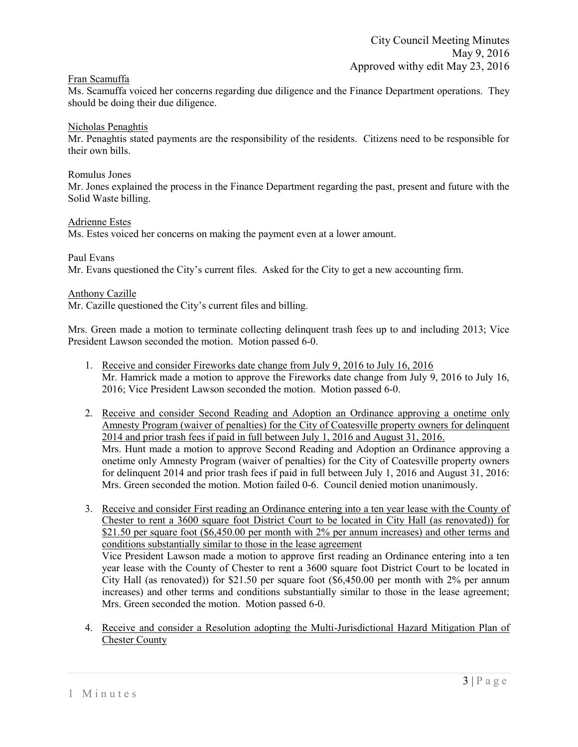Fran Scamuffa

Ms. Scamuffa voiced her concerns regarding due diligence and the Finance Department operations. They should be doing their due diligence.

Nicholas Penaghtis

Mr. Penaghtis stated payments are the responsibility of the residents. Citizens need to be responsible for their own bills.

Romulus Jones

Mr. Jones explained the process in the Finance Department regarding the past, present and future with the Solid Waste billing.

Adrienne Estes

Ms. Estes voiced her concerns on making the payment even at a lower amount.

Paul Evans

Mr. Evans questioned the City's current files. Asked for the City to get a new accounting firm.

Anthony Cazille

Mr. Cazille questioned the City's current files and billing.

Mrs. Green made a motion to terminate collecting delinquent trash fees up to and including 2013; Vice President Lawson seconded the motion. Motion passed 6-0.

1. Receive and consider Fireworks date change from July 9, 2016 to July 16, 2016
   Mr. Hamrick made a motion to approve the Fireworks date change from July 9, 2016 to July 16, 2016; Vice President Lawson seconded the motion. Motion passed 6-0.

2. Receive and consider Second Reading and Adoption an Ordinance approving a onetime only Amnesty Program (waiver of penalties) for the City of Coatesville property owners for delinquent 2014 and prior trash fees if paid in full between July 1, 2016 and August 31, 2016.
   Mrs. Hunt made a motion to approve Second Reading and Adoption an Ordinance approving a onetime only Amnesty Program (waiver of penalties) for the City of Coatesville property owners for delinquent 2014 and prior trash fees if paid in full between July 1, 2016 and August 31, 2016: Mrs. Green seconded the motion. Motion failed 0-6. Council denied motion unanimously.

3. Receive and consider First reading an Ordinance entering into a ten year lease with the County of Chester to rent a 3600 square foot District Court to be located in City Hall (as renovated)) for $21.50 per square foot ($6,450.00 per month with 2% per annum increases) and other terms and conditions substantially similar to those in the lease agreement
   Vice President Lawson made a motion to approve first reading an Ordinance entering into a ten year lease with the County of Chester to rent a 3600 square foot District Court to be located in City Hall (as renovated)) for $21.50 per square foot ($6,450.00 per month with 2% per annum increases) and other terms and conditions substantially similar to those in the lease agreement; Mrs. Green seconded the motion. Motion passed 6-0.

4. Receive and consider a Resolution adopting the Multi-Jurisdictional Hazard Mitigation Plan of Chester County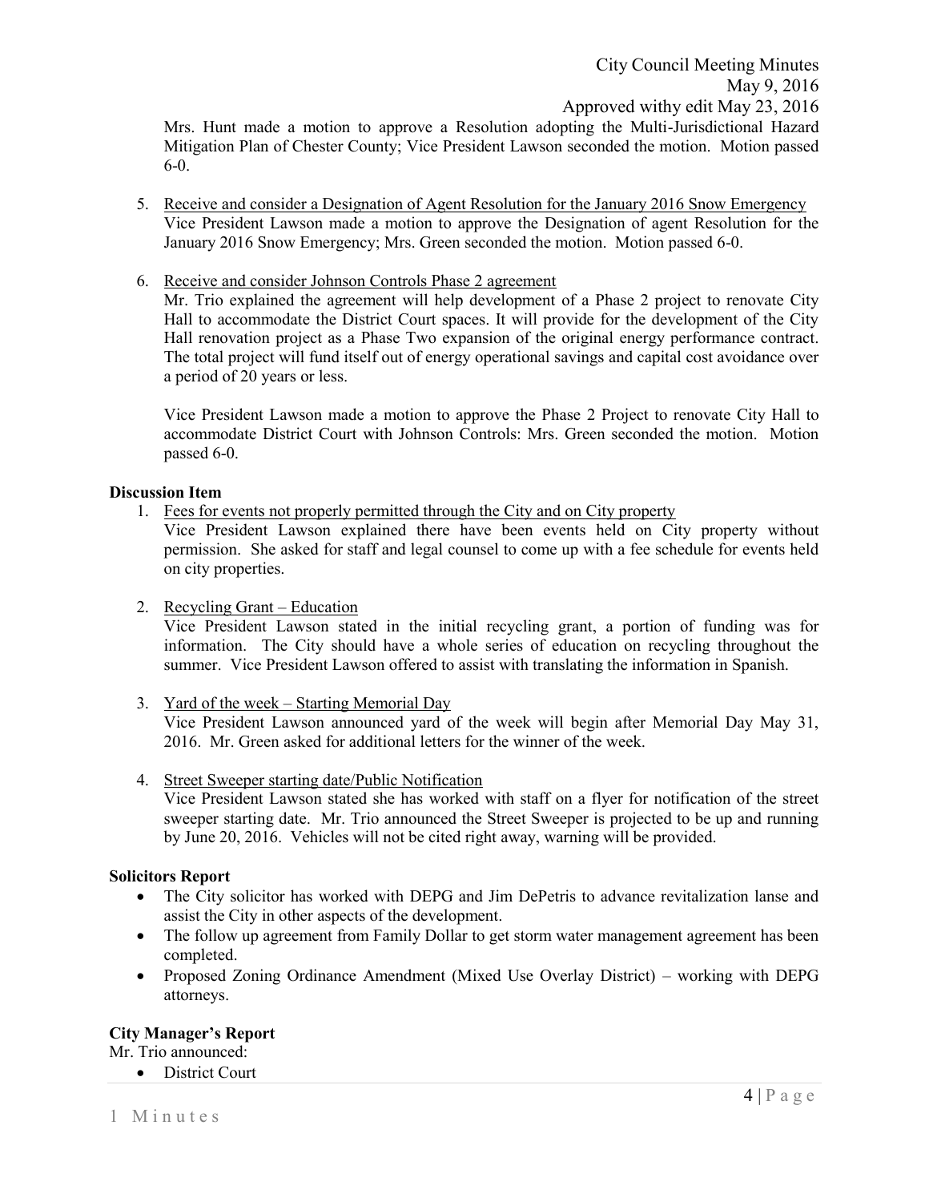Mrs. Hunt made a motion to approve a Resolution adopting the Multi-Jurisdictional Hazard Mitigation Plan of Chester County; Vice President Lawson seconded the motion. Motion passed 6-0.

5. Receive and consider a Designation of Agent Resolution for the January 2016 Snow Emergency
   Vice President Lawson made a motion to approve the Designation of agent Resolution for the January 2016 Snow Emergency; Mrs. Green seconded the motion. Motion passed 6-0.

6. Receive and consider Johnson Controls Phase 2 agreement
   Mr. Trio explained the agreement will help development of a Phase 2 project to renovate City Hall to accommodate the District Court spaces. It will provide for the development of the City Hall renovation project as a Phase Two expansion of the original energy performance contract. The total project will fund itself out of energy operational savings and capital cost avoidance over a period of 20 years or less.

   Vice President Lawson made a motion to approve the Phase 2 Project to renovate City Hall to accommodate District Court with Johnson Controls: Mrs. Green seconded the motion. Motion passed 6-0.

**Discussion Item**

1. Fees for events not properly permitted through the City and on City property
   Vice President Lawson explained there have been events held on City property without permission. She asked for staff and legal counsel to come up with a fee schedule for events held on city properties.

2. Recycling Grant – Education
   Vice President Lawson stated in the initial recycling grant, a portion of funding was for information. The City should have a whole series of education on recycling throughout the summer. Vice President Lawson offered to assist with translating the information in Spanish.

3. Yard of the week – Starting Memorial Day
   Vice President Lawson announced yard of the week will begin after Memorial Day May 31, 2016. Mr. Green asked for additional letters for the winner of the week.

4. Street Sweeper starting date/Public Notification
   Vice President Lawson stated she has worked with staff on a flyer for notification of the street sweeper starting date. Mr. Trio announced the Street Sweeper is projected to be up and running by June 20, 2016. Vehicles will not be cited right away, warning will be provided.

**Solicitors Report**

- The City solicitor has worked with DEPG and Jim DePetris to advance revitalization lanse and assist the City in other aspects of the development.
- The follow up agreement from Family Dollar to get storm water management agreement has been completed.
- Proposed Zoning Ordinance Amendment (Mixed Use Overlay District) – working with DEPG attorneys.

**City Manager's Report**

Mr. Trio announced:

- District Court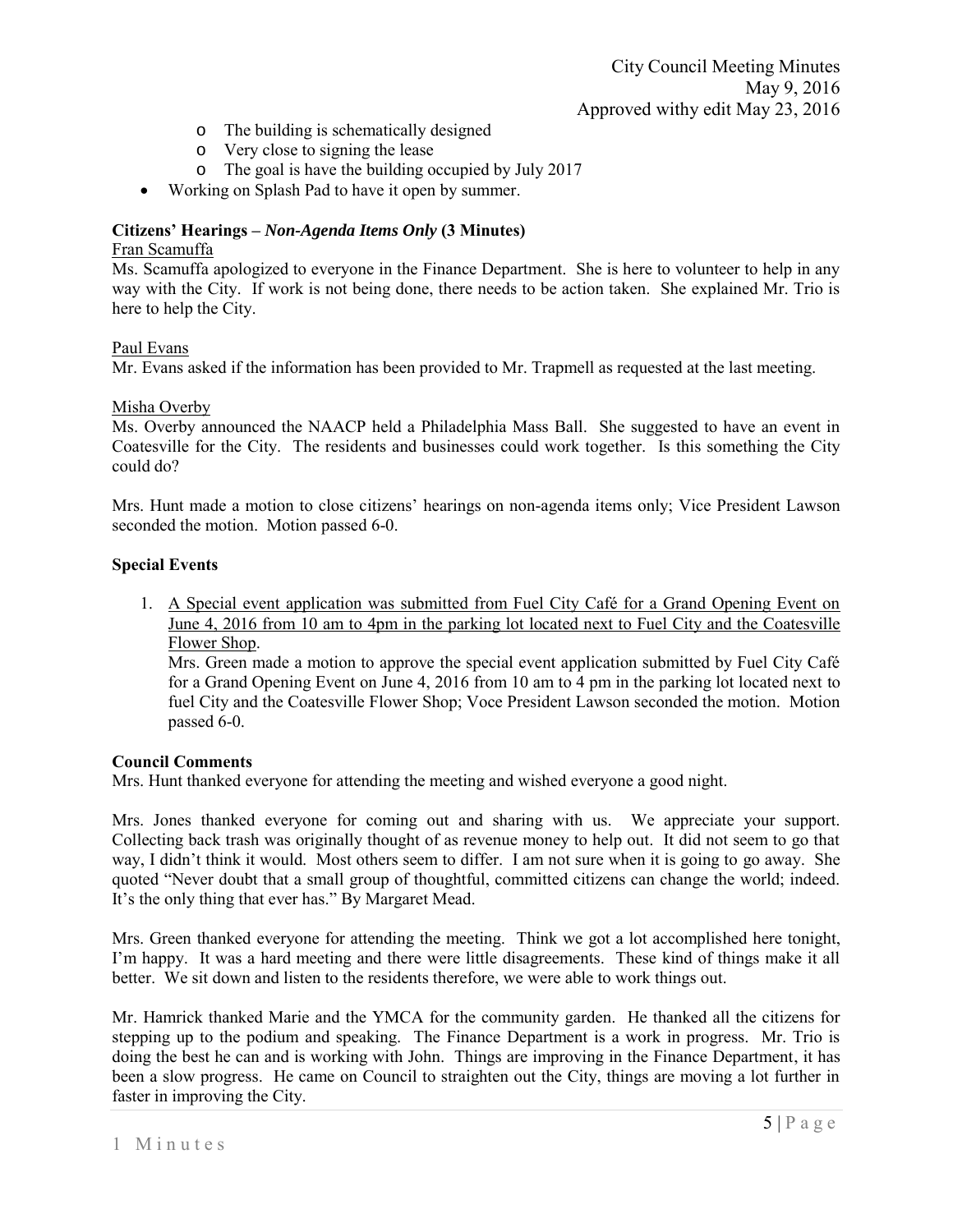- The building is schematically designed
  - Very close to signing the lease
  - The goal is have the building occupied by July 2017
- Working on Splash Pad to have it open by summer.

**Citizens' Hearings – *Non-Agenda Items Only* (3 Minutes)**

Fran Scamuffa

Ms. Scamuffa apologized to everyone in the Finance Department. She is here to volunteer to help in any way with the City. If work is not being done, there needs to be action taken. She explained Mr. Trio is here to help the City.

Paul Evans

Mr. Evans asked if the information has been provided to Mr. Trapmell as requested at the last meeting.

Misha Overby

Ms. Overby announced the NAACP held a Philadelphia Mass Ball. She suggested to have an event in Coatesville for the City. The residents and businesses could work together. Is this something the City could do?

Mrs. Hunt made a motion to close citizens' hearings on non-agenda items only; Vice President Lawson seconded the motion. Motion passed 6-0.

**Special Events**

1. A Special event application was submitted from Fuel City Café for a Grand Opening Event on June 4, 2016 from 10 am to 4pm in the parking lot located next to Fuel City and the Coatesville Flower Shop.
   Mrs. Green made a motion to approve the special event application submitted by Fuel City Café for a Grand Opening Event on June 4, 2016 from 10 am to 4 pm in the parking lot located next to fuel City and the Coatesville Flower Shop; Voce President Lawson seconded the motion. Motion passed 6-0.

**Council Comments**

Mrs. Hunt thanked everyone for attending the meeting and wished everyone a good night.

Mrs. Jones thanked everyone for coming out and sharing with us. We appreciate your support. Collecting back trash was originally thought of as revenue money to help out. It did not seem to go that way, I didn't think it would. Most others seem to differ. I am not sure when it is going to go away. She quoted "Never doubt that a small group of thoughtful, committed citizens can change the world; indeed. It's the only thing that ever has." By Margaret Mead.

Mrs. Green thanked everyone for attending the meeting. Think we got a lot accomplished here tonight, I'm happy. It was a hard meeting and there were little disagreements. These kind of things make it all better. We sit down and listen to the residents therefore, we were able to work things out.

Mr. Hamrick thanked Marie and the YMCA for the community garden. He thanked all the citizens for stepping up to the podium and speaking. The Finance Department is a work in progress. Mr. Trio is doing the best he can and is working with John. Things are improving in the Finance Department, it has been a slow progress. He came on Council to straighten out the City, things are moving a lot further in faster in improving the City.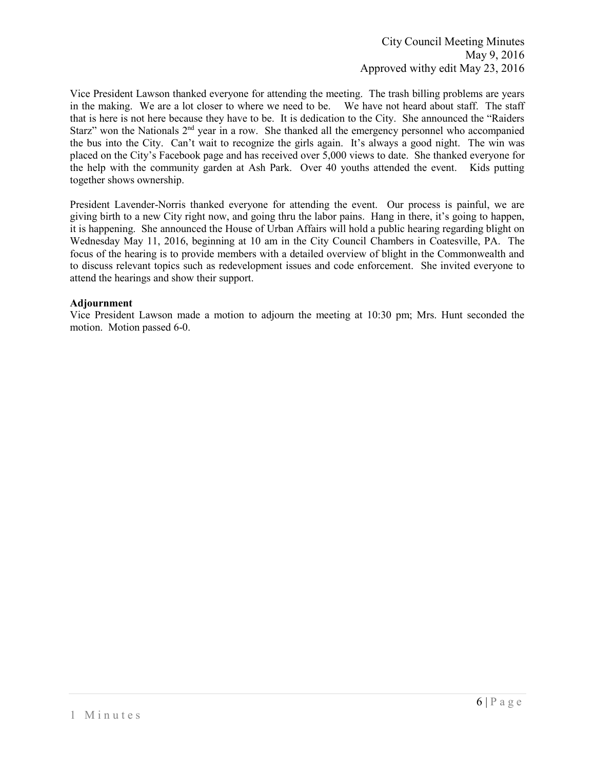Vice President Lawson thanked everyone for attending the meeting. The trash billing problems are years in the making. We are a lot closer to where we need to be. We have not heard about staff. The staff that is here is not here because they have to be. It is dedication to the City. She announced the "Raiders Starz" won the Nationals 2nd year in a row. She thanked all the emergency personnel who accompanied the bus into the City. Can't wait to recognize the girls again. It's always a good night. The win was placed on the City's Facebook page and has received over 5,000 views to date. She thanked everyone for the help with the community garden at Ash Park. Over 40 youths attended the event. Kids putting together shows ownership.

President Lavender-Norris thanked everyone for attending the event. Our process is painful, we are giving birth to a new City right now, and going thru the labor pains. Hang in there, it's going to happen, it is happening. She announced the House of Urban Affairs will hold a public hearing regarding blight on Wednesday May 11, 2016, beginning at 10 am in the City Council Chambers in Coatesville, PA. The focus of the hearing is to provide members with a detailed overview of blight in the Commonwealth and to discuss relevant topics such as redevelopment issues and code enforcement. She invited everyone to attend the hearings and show their support.

**Adjournment**

Vice President Lawson made a motion to adjourn the meeting at 10:30 pm; Mrs. Hunt seconded the motion. Motion passed 6-0.